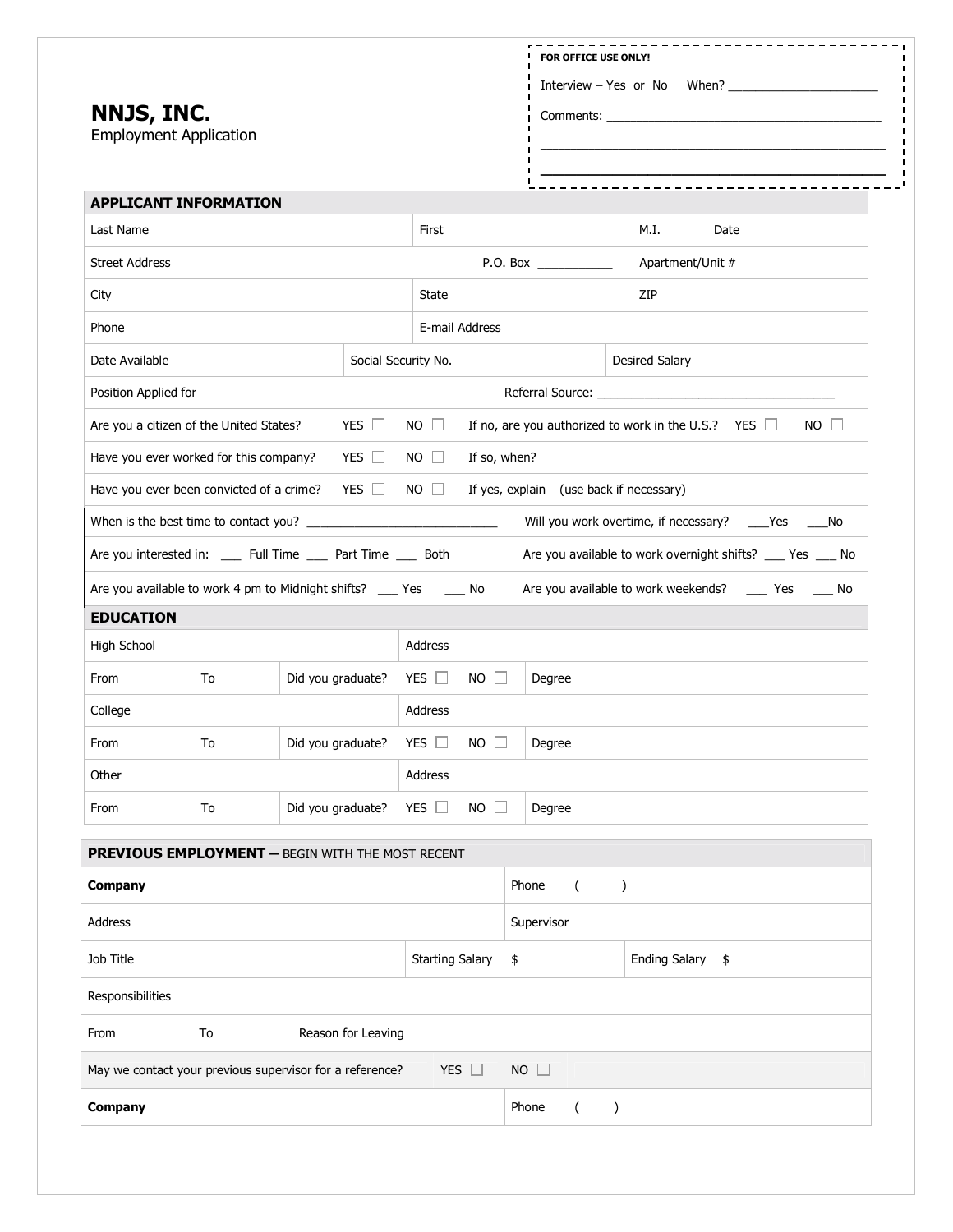**FOR OFFICE USE ONLY!**

Interview – Yes or No When? _______________________

Comments: _________________________________________

___________________________________________________

___________________________________________________

# NNJS, INC.

Employment Application

## APPLICANT INFORMATION

| Last Name | First | M.I. | Date |
|---|---|---|---|
| Street Address P.O. Box ___________ | | Apartment/Unit # | |
| City | State | ZIP | |
| Phone | E-mail Address | | |

| Date Available | Social Security No. | Desired Salary |
|---|---|---|

Position Applied for Referral Source: ____________________________________

Are you a citizen of the United States? YES ☐ NO ☐ If no, are you authorized to work in the U.S.? YES ☐ NO ☐

Have you ever worked for this company? YES ☐ NO ☐ If so, when?

Have you ever been convicted of a crime? YES ☐ NO ☐ If yes, explain (use back if necessary)

When is the best time to contact you? ____________________________ Will you work overtime, if necessary? ___Yes ___No

Are you interested in: ___ Full Time ___ Part Time ___ Both Are you available to work overnight shifts? ___ Yes ___ No

Are you available to work 4 pm to Midnight shifts? ___ Yes ___ No Are you available to work weekends? ___ Yes ___ No

## EDUCATION

| High School | | Address | |
|---|---|---|---|
| From To | Did you graduate? | YES ☐ NO ☐ | Degree |
| College | | Address | |
| From To | Did you graduate? | YES ☐ NO ☐ | Degree |
| Other | | Address | |
| From To | Did you graduate? | YES ☐ NO ☐ | Degree |

## PREVIOUS EMPLOYMENT – BEGIN WITH THE MOST RECENT

| **Company** | | Phone ( ) |
|---|---|---|
| Address | | Supervisor |
| Job Title | Starting Salary $ | Ending Salary $ |
| Responsibilities | | |
| From To | Reason for Leaving | |
| May we contact your previous supervisor for a reference? | YES ☐ | NO ☐ |
| **Company** | | Phone ( ) |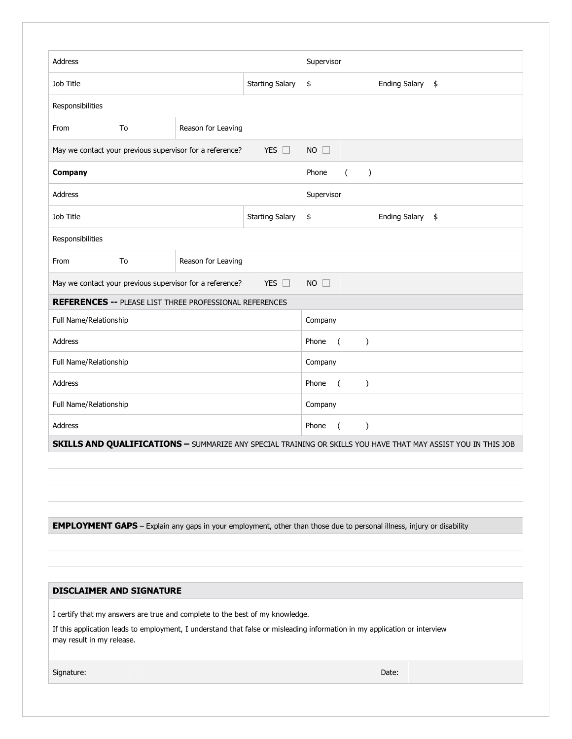| | | | |
|---|---|---|---|
| Address | | Supervisor | |
| Job Title | Starting Salary $ | | Ending Salary $ |
| Responsibilities | | | |
| From To | Reason for Leaving | | |
| May we contact your previous supervisor for a reference? | YES ☐ | NO ☐ | |
| **Company** | | Phone ( ) | |
| Address | | Supervisor | |
| Job Title | Starting Salary $ | | Ending Salary $ |
| Responsibilities | | | |
| From To | Reason for Leaving | | |
| May we contact your previous supervisor for a reference? | YES ☐ | NO ☐ | |

## REFERENCES -- PLEASE LIST THREE PROFESSIONAL REFERENCES

| | |
|---|---|
| Full Name/Relationship | Company |
| Address | Phone ( ) |
| Full Name/Relationship | Company |
| Address | Phone ( ) |
| Full Name/Relationship | Company |
| Address | Phone ( ) |

## SKILLS AND QUALIFICATIONS – SUMMARIZE ANY SPECIAL TRAINING OR SKILLS YOU HAVE THAT MAY ASSIST YOU IN THIS JOB

## EMPLOYMENT GAPS – Explain any gaps in your employment, other than those due to personal illness, injury or disability

## DISCLAIMER AND SIGNATURE

I certify that my answers are true and complete to the best of my knowledge.

If this application leads to employment, I understand that false or misleading information in my application or interview may result in my release.

| | | | |
|---|---|---|---|
| Signature: | | Date: | |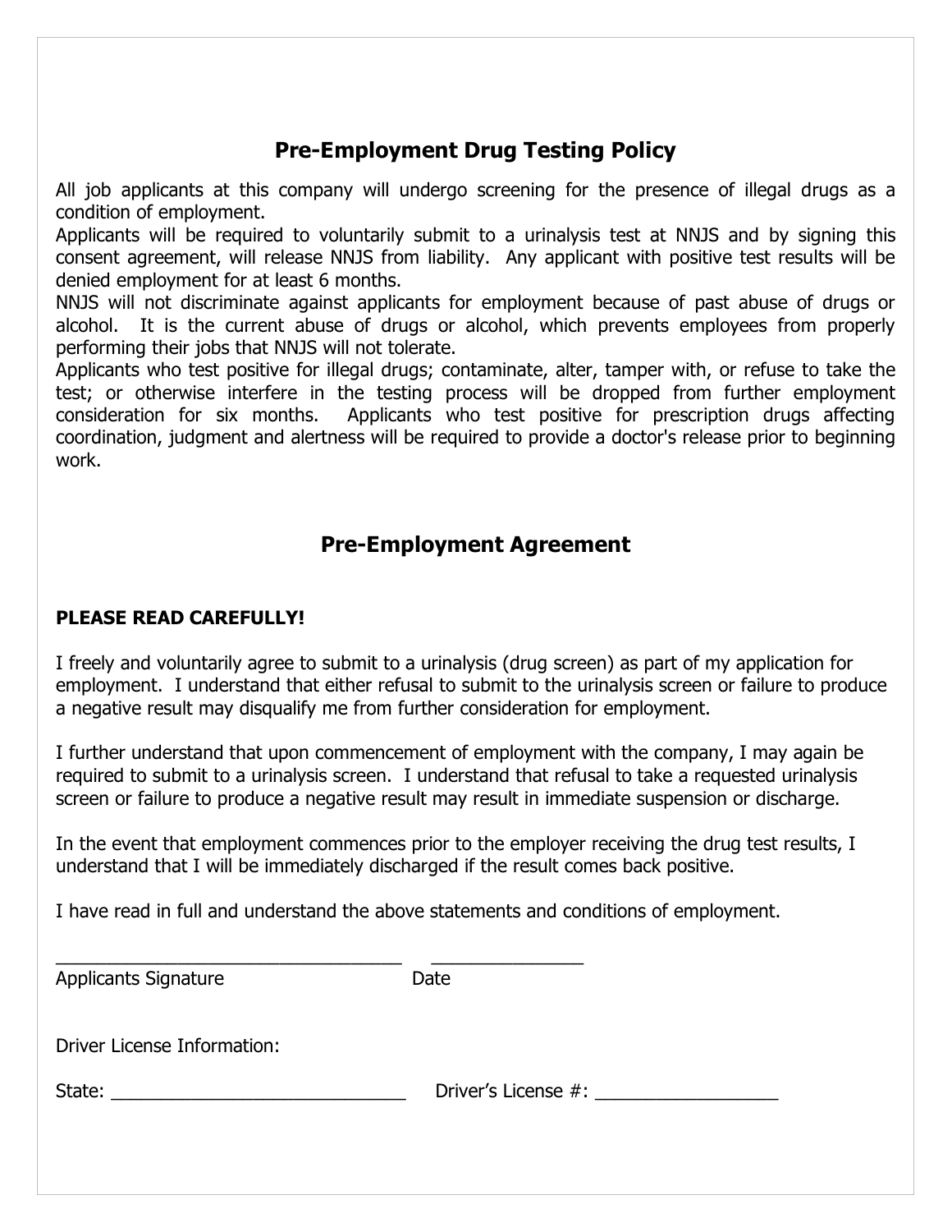## Pre-Employment Drug Testing Policy

All job applicants at this company will undergo screening for the presence of illegal drugs as a condition of employment.
Applicants will be required to voluntarily submit to a urinalysis test at NNJS and by signing this consent agreement, will release NNJS from liability. Any applicant with positive test results will be denied employment for at least 6 months.
NNJS will not discriminate against applicants for employment because of past abuse of drugs or alcohol. It is the current abuse of drugs or alcohol, which prevents employees from properly performing their jobs that NNJS will not tolerate.
Applicants who test positive for illegal drugs; contaminate, alter, tamper with, or refuse to take the test; or otherwise interfere in the testing process will be dropped from further employment consideration for six months. Applicants who test positive for prescription drugs affecting coordination, judgment and alertness will be required to provide a doctor's release prior to beginning work.

## Pre-Employment Agreement

**PLEASE READ CAREFULLY!**

I freely and voluntarily agree to submit to a urinalysis (drug screen) as part of my application for employment. I understand that either refusal to submit to the urinalysis screen or failure to produce a negative result may disqualify me from further consideration for employment.

I further understand that upon commencement of employment with the company, I may again be required to submit to a urinalysis screen. I understand that refusal to take a requested urinalysis screen or failure to produce a negative result may result in immediate suspension or discharge.

In the event that employment commences prior to the employer receiving the drug test results, I understand that I will be immediately discharged if the result comes back positive.

I have read in full and understand the above statements and conditions of employment.

___________________________________ _______________
Applicants Signature Date

Driver License Information:

State: _____________________________ Driver's License #: __________________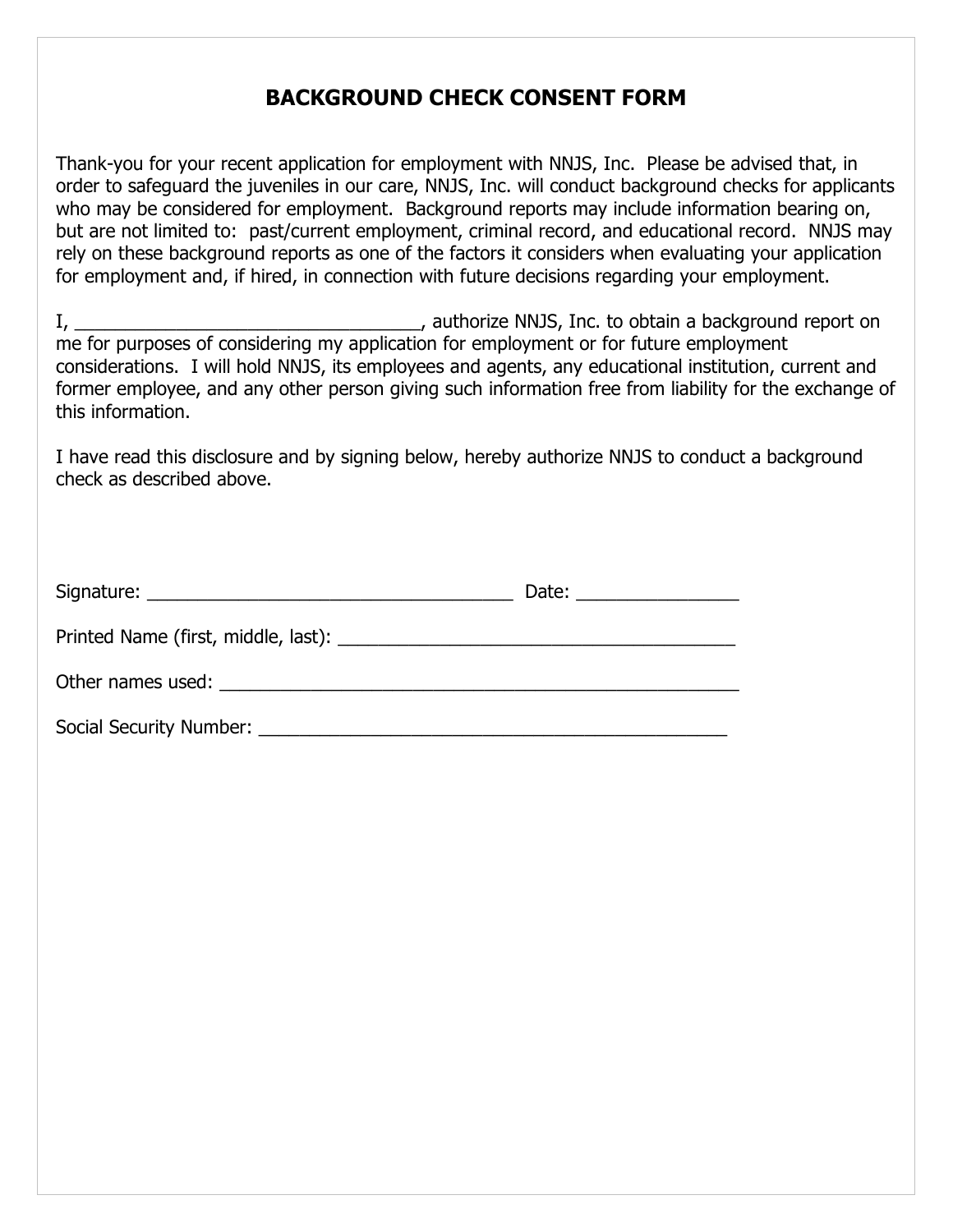# BACKGROUND CHECK CONSENT FORM

Thank-you for your recent application for employment with NNJS, Inc. Please be advised that, in order to safeguard the juveniles in our care, NNJS, Inc. will conduct background checks for applicants who may be considered for employment. Background reports may include information bearing on, but are not limited to: past/current employment, criminal record, and educational record. NNJS may rely on these background reports as one of the factors it considers when evaluating your application for employment and, if hired, in connection with future decisions regarding your employment.

I, __________________________________, authorize NNJS, Inc. to obtain a background report on me for purposes of considering my application for employment or for future employment considerations. I will hold NNJS, its employees and agents, any educational institution, current and former employee, and any other person giving such information free from liability for the exchange of this information.

I have read this disclosure and by signing below, hereby authorize NNJS to conduct a background check as described above.

Signature: ____________________________________ Date: ________________

Printed Name (first, middle, last): ________________________________________

Other names used: ____________________________________________________

Social Security Number: ________________________________________________